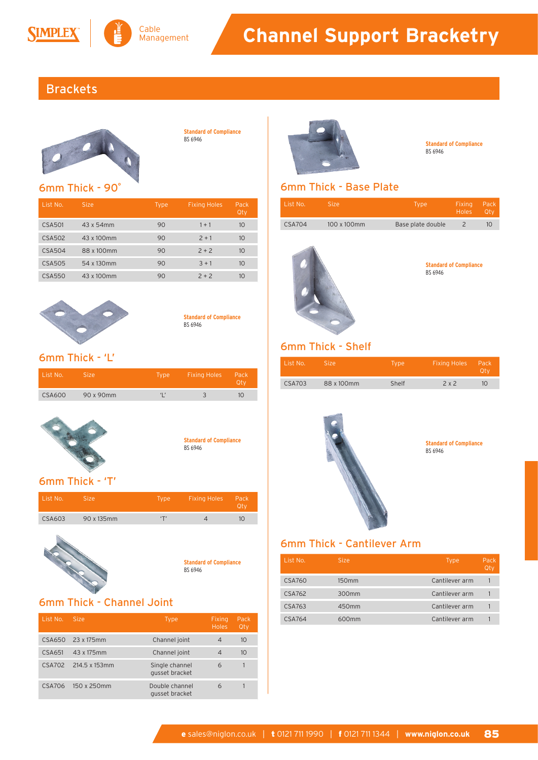# Channel Support Bracketry

## Brackets

### 6mm Thick - 90˚

**Standard of Compliance**
BS 6946

| List No. | Size | Type | Fixing Holes | Pack Qty |
|---|---|---|---|---|
| CSA501 | 43 x 54mm | 90 | 1 + 1 | 10 |
| CSA502 | 43 x 100mm | 90 | 2 + 1 | 10 |
| CSA504 | 88 x 100mm | 90 | 2 + 2 | 10 |
| CSA505 | 54 x 130mm | 90 | 3 + 1 | 10 |
| CSA550 | 43 x 100mm | 90 | 2 + 2 | 10 |

### 6mm Thick - 'L'

**Standard of Compliance**
BS 6946

| List No. | Size | Type | Fixing Holes | Pack Qty |
|---|---|---|---|---|
| CSA600 | 90 x 90mm | 'L' | 3 | 10 |

### 6mm Thick - 'T'

**Standard of Compliance**
BS 6946

| List No. | Size | Type | Fixing Holes | Pack Qty |
|---|---|---|---|---|
| CSA603 | 90 x 135mm | 'T' | 4 | 10 |

### 6mm Thick - Channel Joint

**Standard of Compliance**
BS 6946

| List No. | Size | Type | Fixing Holes | Pack Qty |
|---|---|---|---|---|
| CSA650 | 23 x 175mm | Channel joint | 4 | 10 |
| CSA651 | 43 x 175mm | Channel joint | 4 | 10 |
| CSA702 | 214.5 x 153mm | Single channel gusset bracket | 6 | 1 |
| CSA706 | 150 x 250mm | Double channel gusset bracket | 6 | 1 |

### 6mm Thick - Base Plate

**Standard of Compliance**
BS 6946

| List No. | Size | Type | Fixing Holes | Pack Qty |
|---|---|---|---|---|
| CSA704 | 100 x 100mm | Base plate double | 2 | 10 |

### 6mm Thick - Shelf

**Standard of Compliance**
BS 6946

| List No. | Size | Type | Fixing Holes | Pack Qty |
|---|---|---|---|---|
| CSA703 | 88 x 100mm | Shelf | 2 x 2 | 10 |

### 6mm Thick - Cantilever Arm

**Standard of Compliance**
BS 6946

| List No. | Size | Type | Pack Qty |
|---|---|---|---|
| CSA760 | 150mm | Cantilever arm | 1 |
| CSA762 | 300mm | Cantilever arm | 1 |
| CSA763 | 450mm | Cantilever arm | 1 |
| CSA764 | 600mm | Cantilever arm | 1 |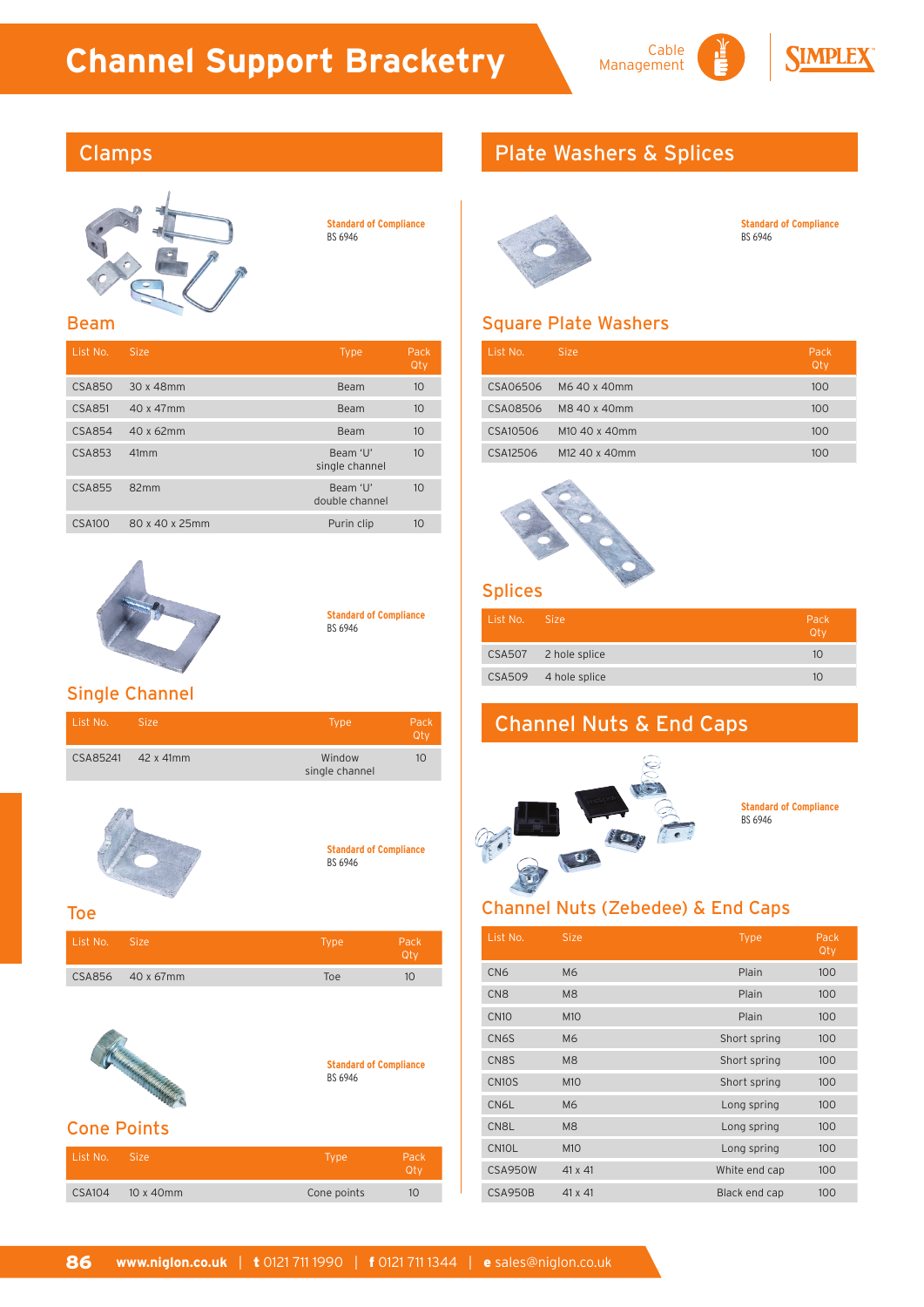# Channel Support Bracketry

Cable Management

## Clamps

Standard of Compliance
BS 6946

### Beam

| List No. | Size | Type | Pack Qty |
|---|---|---|---|
| CSA850 | 30 x 48mm | Beam | 10 |
| CSA851 | 40 x 47mm | Beam | 10 |
| CSA854 | 40 x 62mm | Beam | 10 |
| CSA853 | 41mm | Beam 'U' single channel | 10 |
| CSA855 | 82mm | Beam 'U' double channel | 10 |
| CSA100 | 80 x 40 x 25mm | Purin clip | 10 |

Standard of Compliance
BS 6946

### Single Channel

| List No. | Size | Type | Pack Qty |
|---|---|---|---|
| CSA85241 | 42 x 41mm | Window single channel | 10 |

Standard of Compliance
BS 6946

### Toe

| List No. | Size | Type | Pack Qty |
|---|---|---|---|
| CSA856 | 40 x 67mm | Toe | 10 |

Standard of Compliance
BS 6946

### Cone Points

| List No. | Size | Type | Pack Qty |
|---|---|---|---|
| CSA104 | 10 x 40mm | Cone points | 10 |

## Plate Washers & Splices

Standard of Compliance
BS 6946

### Square Plate Washers

| List No. | Size | Pack Qty |
|---|---|---|
| CSA06506 | M6 40 x 40mm | 100 |
| CSA08506 | M8 40 x 40mm | 100 |
| CSA10506 | M10 40 x 40mm | 100 |
| CSA12506 | M12 40 x 40mm | 100 |

### Splices

| List No. | Size | Pack Qty |
|---|---|---|
| CSA507 | 2 hole splice | 10 |
| CSA509 | 4 hole splice | 10 |

## Channel Nuts & End Caps

Standard of Compliance
BS 6946

### Channel Nuts (Zebedee) & End Caps

| List No. | Size | Type | Pack Qty |
|---|---|---|---|
| CN6 | M6 | Plain | 100 |
| CN8 | M8 | Plain | 100 |
| CN10 | M10 | Plain | 100 |
| CN6S | M6 | Short spring | 100 |
| CN8S | M8 | Short spring | 100 |
| CN10S | M10 | Short spring | 100 |
| CN6L | M6 | Long spring | 100 |
| CN8L | M8 | Long spring | 100 |
| CN10L | M10 | Long spring | 100 |
| CSA950W | 41 x 41 | White end cap | 100 |
| CSA950B | 41 x 41 | Black end cap | 100 |

www.niglon.co.uk | t 0121 711 1990 | f 0121 711 1344 | e sales@niglon.co.uk